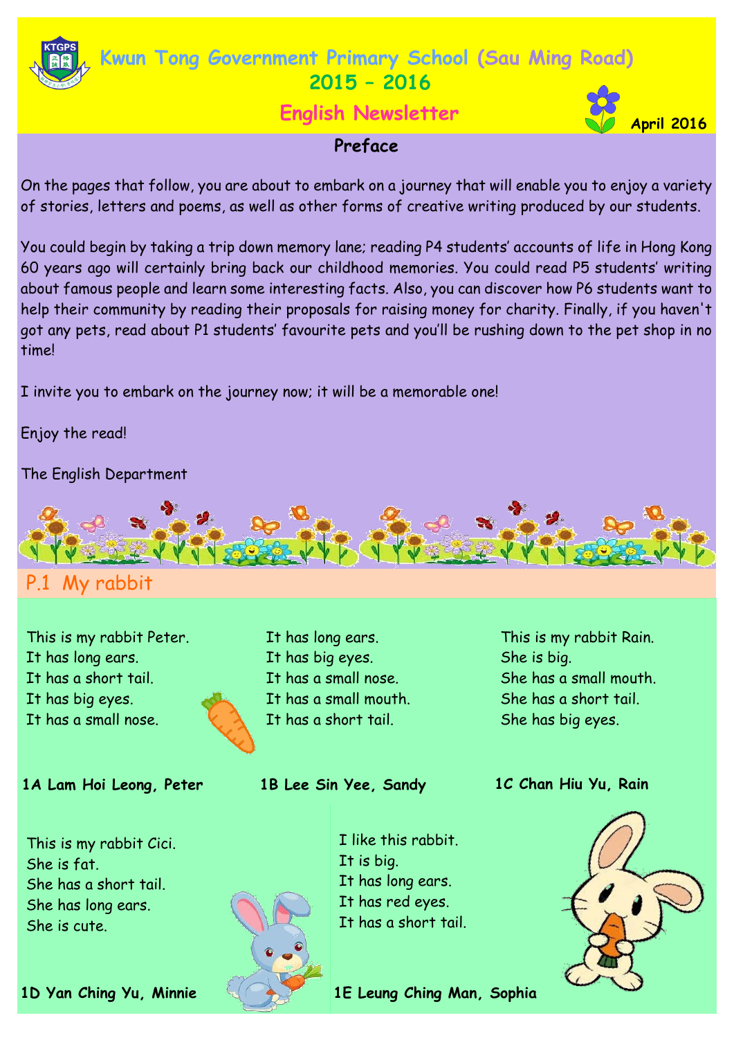# Kwun Tong Government Primary School (Sau Ming Road)

## 2015 – 2016

## English Newsletter

**April 2016**

### Preface

On the pages that follow, you are about to embark on a journey that will enable you to enjoy a variety of stories, letters and poems, as well as other forms of creative writing produced by our students.

You could begin by taking a trip down memory lane; reading P4 students' accounts of life in Hong Kong 60 years ago will certainly bring back our childhood memories. You could read P5 students' writing about famous people and learn some interesting facts. Also, you can discover how P6 students want to help their community by reading their proposals for raising money for charity. Finally, if you haven't got any pets, read about P1 students' favourite pets and you'll be rushing down to the pet shop in no time!

I invite you to embark on the journey now; it will be a memorable one!

Enjoy the read!

The English Department

## P.1 My rabbit

This is my rabbit Peter.
It has long ears.
It has a short tail.
It has big eyes.
It has a small nose.

**1A Lam Hoi Leong, Peter**

It has long ears.
It has big eyes.
It has a small nose.
It has a small mouth.
It has a short tail.

**1B Lee Sin Yee, Sandy**

This is my rabbit Rain.
She is big.
She has a small mouth.
She has a short tail.
She has big eyes.

**1C Chan Hiu Yu, Rain**

This is my rabbit Cici.
She is fat.
She has a short tail.
She has long ears.
She is cute.

**1D Yan Ching Yu, Minnie**

I like this rabbit.
It is big.
It has long ears.
It has red eyes.
It has a short tail.

**1E Leung Ching Man, Sophia**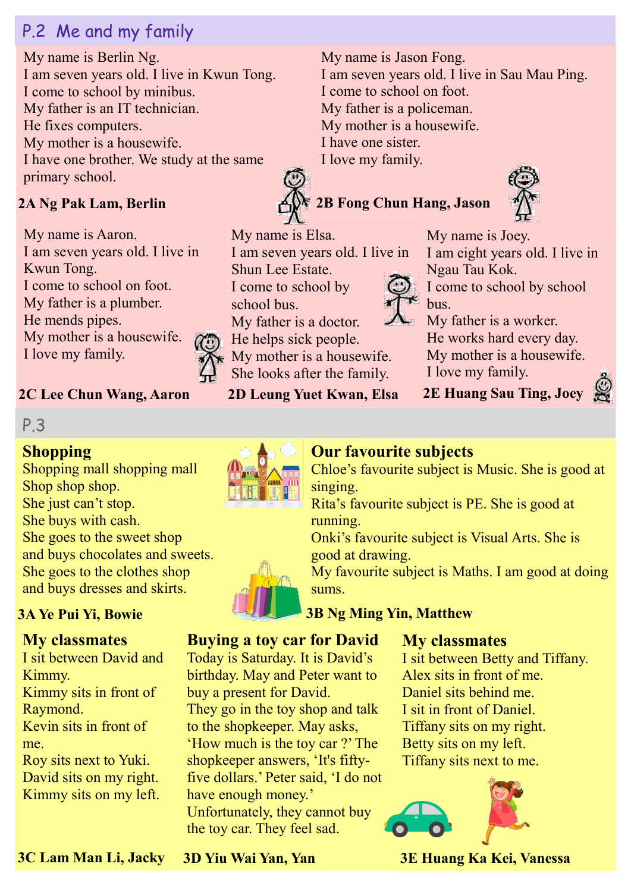## P.2 Me and my family

My name is Berlin Ng.
I am seven years old. I live in Kwun Tong.
I come to school by minibus.
My father is an IT technician.
He fixes computers.
My mother is a housewife.
I have one brother. We study at the same primary school.

**2A Ng Pak Lam, Berlin**

My name is Jason Fong.
I am seven years old. I live in Sau Mau Ping.
I come to school on foot.
My father is a policeman.
My mother is a housewife.
I have one sister.
I love my family.

**2B Fong Chun Hang, Jason**

My name is Aaron.
I am seven years old. I live in Kwun Tong.
I come to school on foot.
My father is a plumber.
He mends pipes.
My mother is a housewife.
I love my family.

**2C Lee Chun Wang, Aaron**

My name is Elsa.
I am seven years old. I live in Shun Lee Estate.
I come to school by school bus.
My father is a doctor.
He helps sick people.
My mother is a housewife.
She looks after the family.

**2D Leung Yuet Kwan, Elsa**

My name is Joey.
I am eight years old. I live in Ngau Tau Kok.
I come to school by school bus.
My father is a worker.
He works hard every day.
My mother is a housewife.
I love my family.

**2E Huang Sau Ting, Joey**

## P.3

### Shopping

Shopping mall shopping mall
Shop shop shop.
She just can't stop.
She buys with cash.
She goes to the sweet shop
and buys chocolates and sweets.
She goes to the clothes shop
and buys dresses and skirts.

**3A Ye Pui Yi, Bowie**

### Our favourite subjects

Chloe's favourite subject is Music. She is good at singing.
Rita's favourite subject is PE. She is good at running.
Onki's favourite subject is Visual Arts. She is good at drawing.
My favourite subject is Maths. I am good at doing sums.

**3B Ng Ming Yin, Matthew**

### My classmates

I sit between David and Kimmy.
Kimmy sits in front of Raymond.
Kevin sits in front of me.
Roy sits next to Yuki.
David sits on my right.
Kimmy sits on my left.

**3C Lam Man Li, Jacky**

### Buying a toy car for David

Today is Saturday. It is David's birthday. May and Peter want to buy a present for David.
They go in the toy shop and talk to the shopkeeper. May asks, 'How much is the toy car ?' The shopkeeper answers, 'It's fifty-five dollars.' Peter said, 'I do not have enough money.'
Unfortunately, they cannot buy the toy car. They feel sad.

**3D Yiu Wai Yan, Yan**

### My classmates

I sit between Betty and Tiffany.
Alex sits in front of me.
Daniel sits behind me.
I sit in front of Daniel.
Tiffany sits on my right.
Betty sits on my left.
Tiffany sits next to me.

**3E Huang Ka Kei, Vanessa**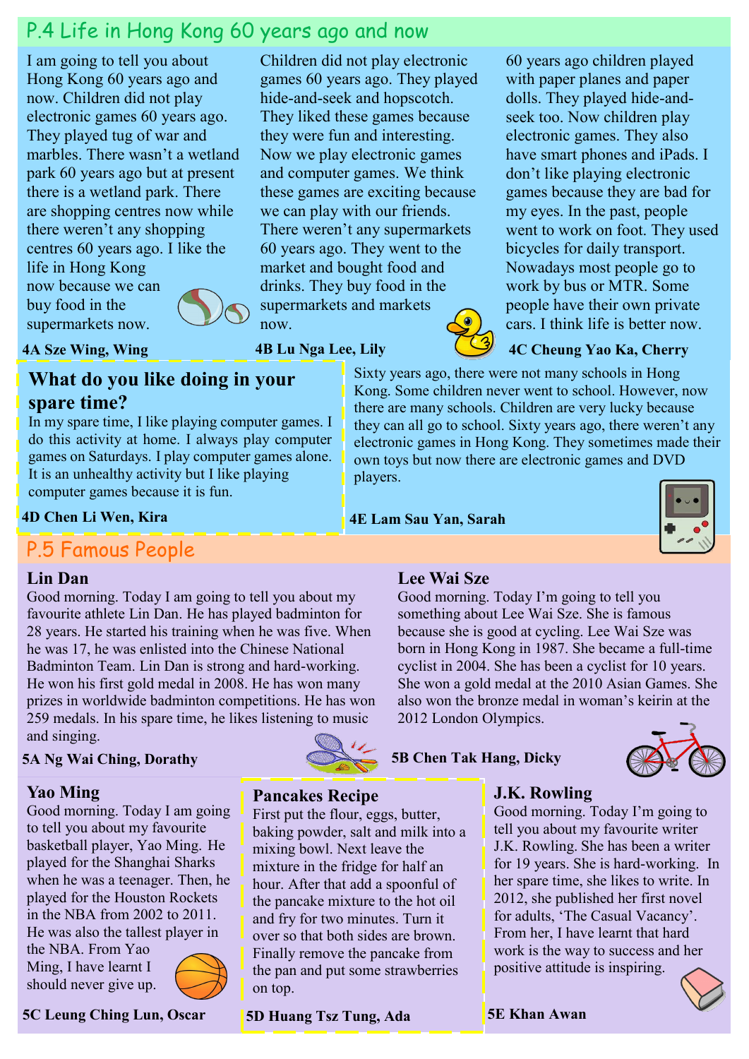## P.4 Life in Hong Kong 60 years ago and now

I am going to tell you about Hong Kong 60 years ago and now. Children did not play electronic games 60 years ago. They played tug of war and marbles. There wasn't a wetland park 60 years ago but at present there is a wetland park. There are shopping centres now while there weren't any shopping centres 60 years ago. I like the life in Hong Kong now because we can buy food in the supermarkets now.

**4A Sze Wing, Wing**

Children did not play electronic games 60 years ago. They played hide-and-seek and hopscotch. They liked these games because they were fun and interesting. Now we play electronic games and computer games. We think these games are exciting because we can play with our friends. There weren't any supermarkets 60 years ago. They went to the market and bought food and drinks. They buy food in the supermarkets and markets now.

**4B Lu Nga Lee, Lily**

60 years ago children played with paper planes and paper dolls. They played hide-and-seek too. Now children play electronic games. They also have smart phones and iPads. I don't like playing electronic games because they are bad for my eyes. In the past, people went to work on foot. They used bicycles for daily transport. Nowadays most people go to work by bus or MTR. Some people have their own private cars. I think life is better now.

**4C Cheung Yao Ka, Cherry**

### What do you like doing in your spare time?

In my spare time, I like playing computer games. I do this activity at home. I always play computer games on Saturdays. I play computer games alone. It is an unhealthy activity but I like playing computer games because it is fun.

**4D Chen Li Wen, Kira**

Sixty years ago, there were not many schools in Hong Kong. Some children never went to school. However, now there are many schools. Children are very lucky because they can all go to school. Sixty years ago, there weren't any electronic games in Hong Kong. They sometimes made their own toys but now there are electronic games and DVD players.

**4E Lam Sau Yan, Sarah**

## P.5 Famous People

### Lin Dan

Good morning. Today I am going to tell you about my favourite athlete Lin Dan. He has played badminton for 28 years. He started his training when he was five. When he was 17, he was enlisted into the Chinese National Badminton Team. Lin Dan is strong and hard-working. He won his first gold medal in 2008. He has won many prizes in worldwide badminton competitions. He has won 259 medals. In his spare time, he likes listening to music and singing.

**5A Ng Wai Ching, Dorathy**

### Lee Wai Sze

Good morning. Today I'm going to tell you something about Lee Wai Sze. She is famous because she is good at cycling. Lee Wai Sze was born in Hong Kong in 1987. She became a full-time cyclist in 2004. She has been a cyclist for 10 years. She won a gold medal at the 2010 Asian Games. She also won the bronze medal in woman's keirin at the 2012 London Olympics.

**5B Chen Tak Hang, Dicky**

### Yao Ming

Good morning. Today I am going to tell you about my favourite basketball player, Yao Ming. He played for the Shanghai Sharks when he was a teenager. Then, he played for the Houston Rockets in the NBA from 2002 to 2011. He was also the tallest player in the NBA. From Yao Ming, I have learnt I should never give up.

**5C Leung Ching Lun, Oscar**

### Pancakes Recipe

First put the flour, eggs, butter, baking powder, salt and milk into a mixing bowl. Next leave the mixture in the fridge for half an hour. After that add a spoonful of the pancake mixture to the hot oil and fry for two minutes. Turn it over so that both sides are brown. Finally remove the pancake from the pan and put some strawberries on top.

**5D Huang Tsz Tung, Ada**

### J.K. Rowling

Good morning. Today I'm going to tell you about my favourite writer J.K. Rowling. She has been a writer for 19 years. She is hard-working. In her spare time, she likes to write. In 2012, she published her first novel for adults, 'The Casual Vacancy'. From her, I have learnt that hard work is the way to success and her positive attitude is inspiring.

**5E Khan Awan**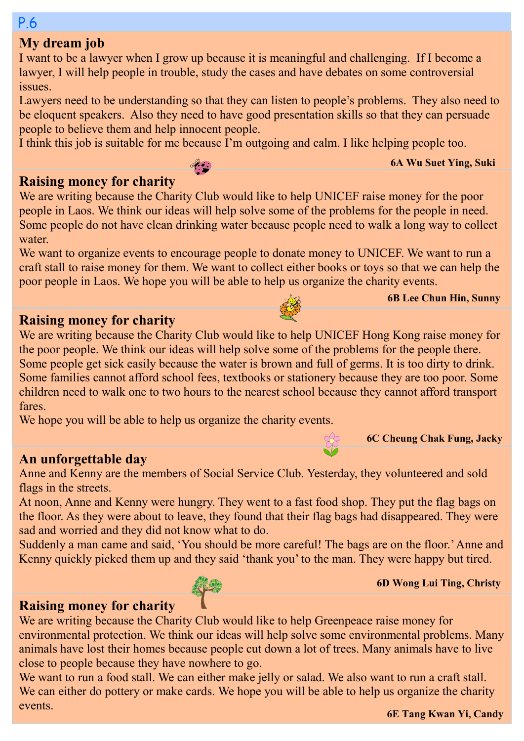P.6

## My dream job

I want to be a lawyer when I grow up because it is meaningful and challenging. If I become a lawyer, I will help people in trouble, study the cases and have debates on some controversial issues.

Lawyers need to be understanding so that they can listen to people's problems. They also need to be eloquent speakers. Also they need to have good presentation skills so that they can persuade people to believe them and help innocent people.

I think this job is suitable for me because I'm outgoing and calm. I like helping people too.

**6A Wu Suet Ying, Suki**

## Raising money for charity

We are writing because the Charity Club would like to help UNICEF raise money for the poor people in Laos. We think our ideas will help solve some of the problems for the people in need. Some people do not have clean drinking water because people need to walk a long way to collect water.

We want to organize events to encourage people to donate money to UNICEF. We want to run a craft stall to raise money for them. We want to collect either books or toys so that we can help the poor people in Laos. We hope you will be able to help us organize the charity events.

**6B Lee Chun Hin, Sunny**

## Raising money for charity

We are writing because the Charity Club would like to help UNICEF Hong Kong raise money for the poor people. We think our ideas will help solve some of the problems for the people there. Some people get sick easily because the water is brown and full of germs. It is too dirty to drink. Some families cannot afford school fees, textbooks or stationery because they are too poor. Some children need to walk one to two hours to the nearest school because they cannot afford transport fares.

We hope you will be able to help us organize the charity events.

**6C Cheung Chak Fung, Jacky**

## An unforgettable day

Anne and Kenny are the members of Social Service Club. Yesterday, they volunteered and sold flags in the streets.

At noon, Anne and Kenny were hungry. They went to a fast food shop. They put the flag bags on the floor. As they were about to leave, they found that their flag bags had disappeared. They were sad and worried and they did not know what to do.

Suddenly a man came and said, 'You should be more careful! The bags are on the floor.' Anne and Kenny quickly picked them up and they said 'thank you' to the man. They were happy but tired.

**6D Wong Lui Ting, Christy**

## Raising money for charity

We are writing because the Charity Club would like to help Greenpeace raise money for environmental protection. We think our ideas will help solve some environmental problems. Many animals have lost their homes because people cut down a lot of trees. Many animals have to live close to people because they have nowhere to go.

We want to run a food stall. We can either make jelly or salad. We also want to run a craft stall. We can either do pottery or make cards. We hope you will be able to help us organize the charity events.

**6E Tang Kwan Yi, Candy**